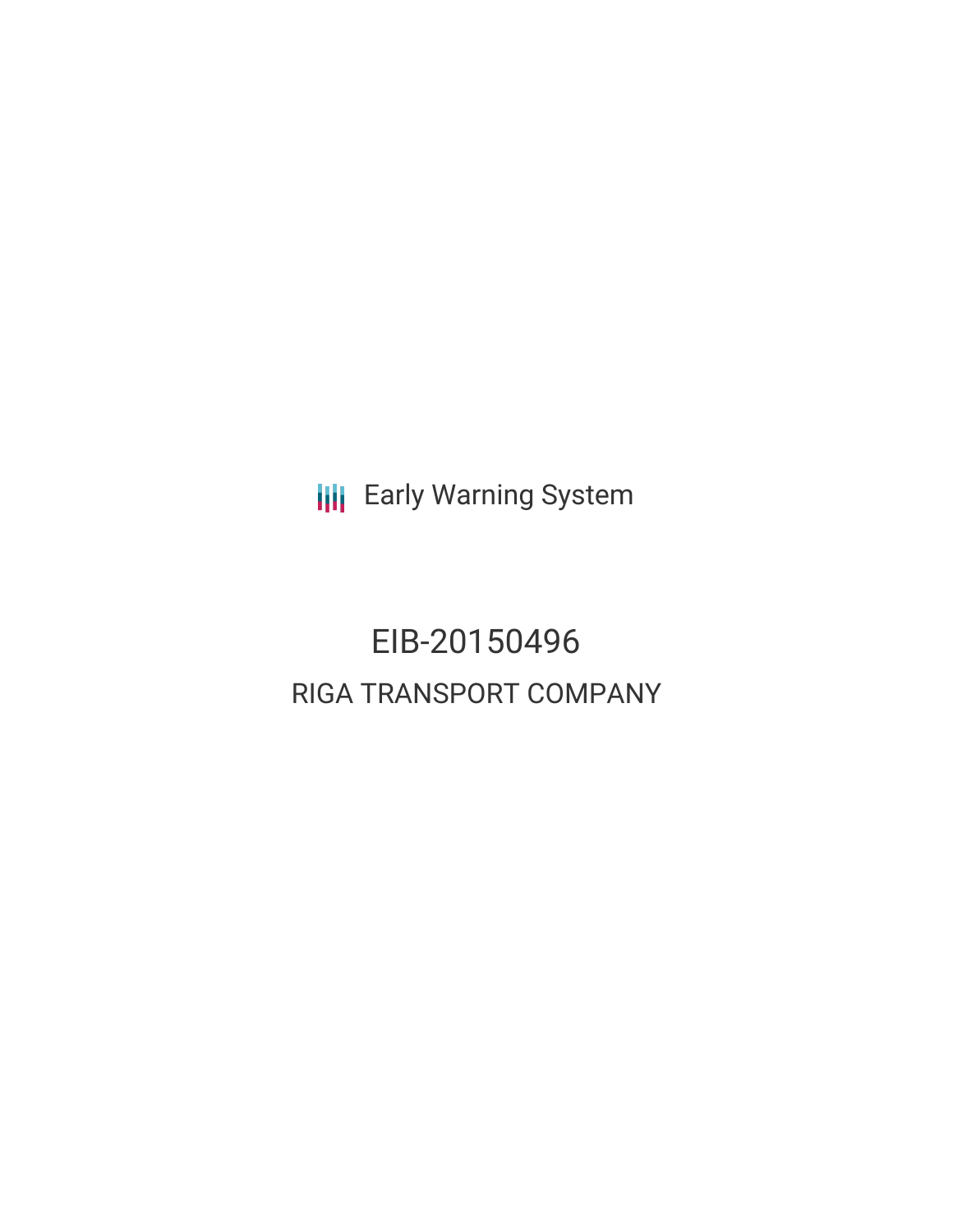Early Warning System

# EIB-20150496

## RIGA TRANSPORT COMPANY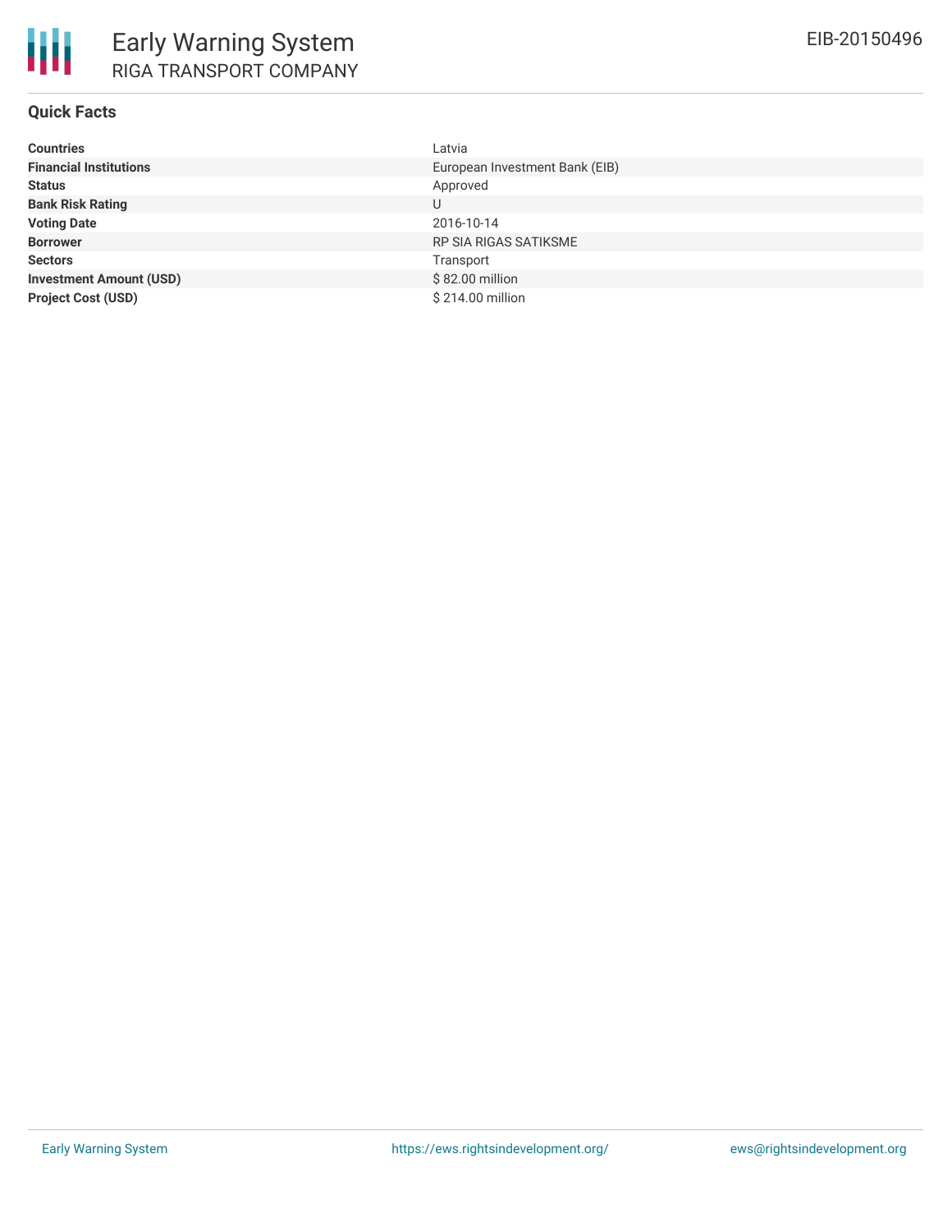# Early Warning System

## RIGA TRANSPORT COMPANY

EIB-20150496

### Quick Facts

| | |
|---|---|
| **Countries** | Latvia |
| **Financial Institutions** | European Investment Bank (EIB) |
| **Status** | Approved |
| **Bank Risk Rating** | U |
| **Voting Date** | 2016-10-14 |
| **Borrower** | RP SIA RIGAS SATIKSME |
| **Sectors** | Transport |
| **Investment Amount (USD)** | $ 82.00 million |
| **Project Cost (USD)** | $ 214.00 million |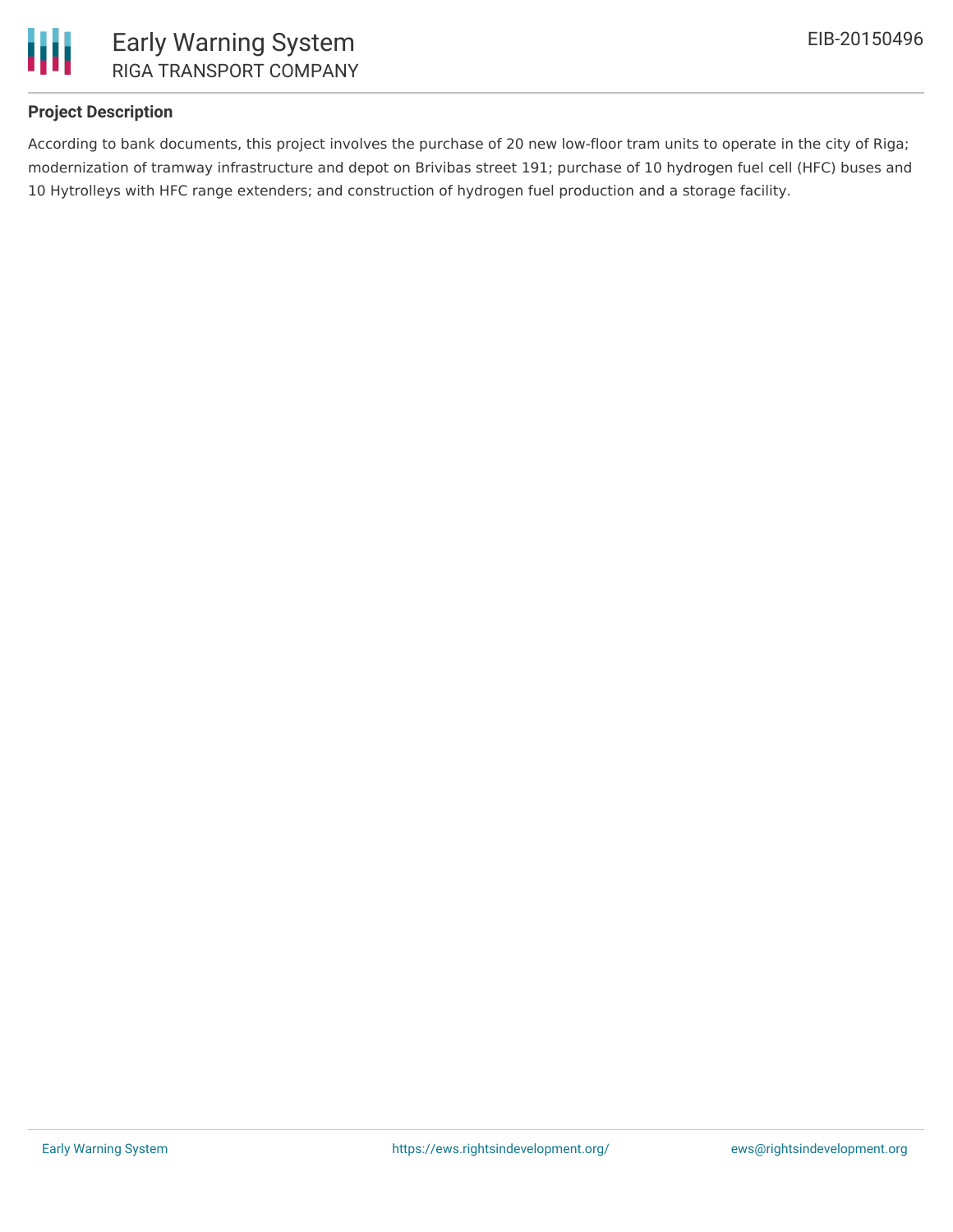### Project Description

According to bank documents, this project involves the purchase of 20 new low-floor tram units to operate in the city of Riga; modernization of tramway infrastructure and depot on Brivibas street 191; purchase of 10 hydrogen fuel cell (HFC) buses and 10 Hytrolleys with HFC range extenders; and construction of hydrogen fuel production and a storage facility.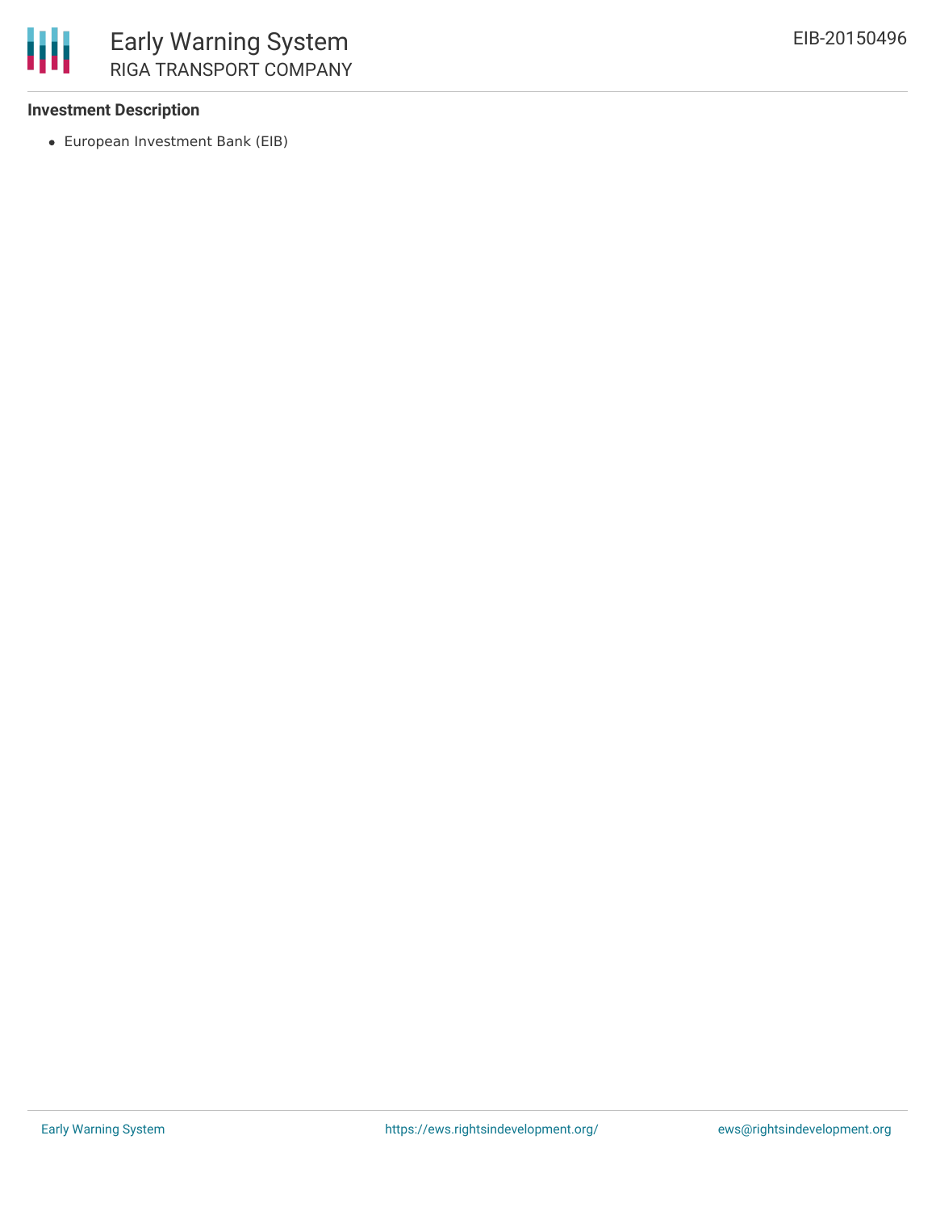### Investment Description

- European Investment Bank (EIB)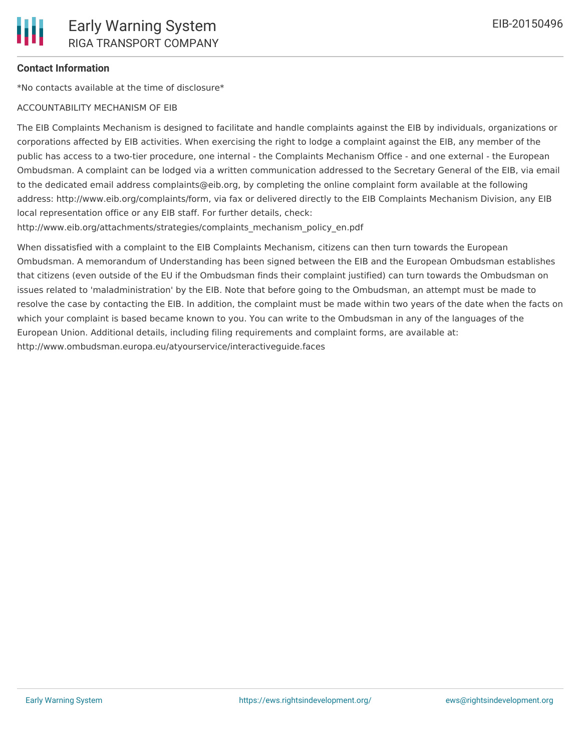**Contact Information**

*No contacts available at the time of disclosure*

ACCOUNTABILITY MECHANISM OF EIB

The EIB Complaints Mechanism is designed to facilitate and handle complaints against the EIB by individuals, organizations or corporations affected by EIB activities. When exercising the right to lodge a complaint against the EIB, any member of the public has access to a two-tier procedure, one internal - the Complaints Mechanism Office - and one external - the European Ombudsman. A complaint can be lodged via a written communication addressed to the Secretary General of the EIB, via email to the dedicated email address complaints@eib.org, by completing the online complaint form available at the following address: http://www.eib.org/complaints/form, via fax or delivered directly to the EIB Complaints Mechanism Division, any EIB local representation office or any EIB staff. For further details, check: http://www.eib.org/attachments/strategies/complaints_mechanism_policy_en.pdf

When dissatisfied with a complaint to the EIB Complaints Mechanism, citizens can then turn towards the European Ombudsman. A memorandum of Understanding has been signed between the EIB and the European Ombudsman establishes that citizens (even outside of the EU if the Ombudsman finds their complaint justified) can turn towards the Ombudsman on issues related to 'maladministration' by the EIB. Note that before going to the Ombudsman, an attempt must be made to resolve the case by contacting the EIB. In addition, the complaint must be made within two years of the date when the facts on which your complaint is based became known to you. You can write to the Ombudsman in any of the languages of the European Union. Additional details, including filing requirements and complaint forms, are available at: http://www.ombudsman.europa.eu/atyourservice/interactiveguide.faces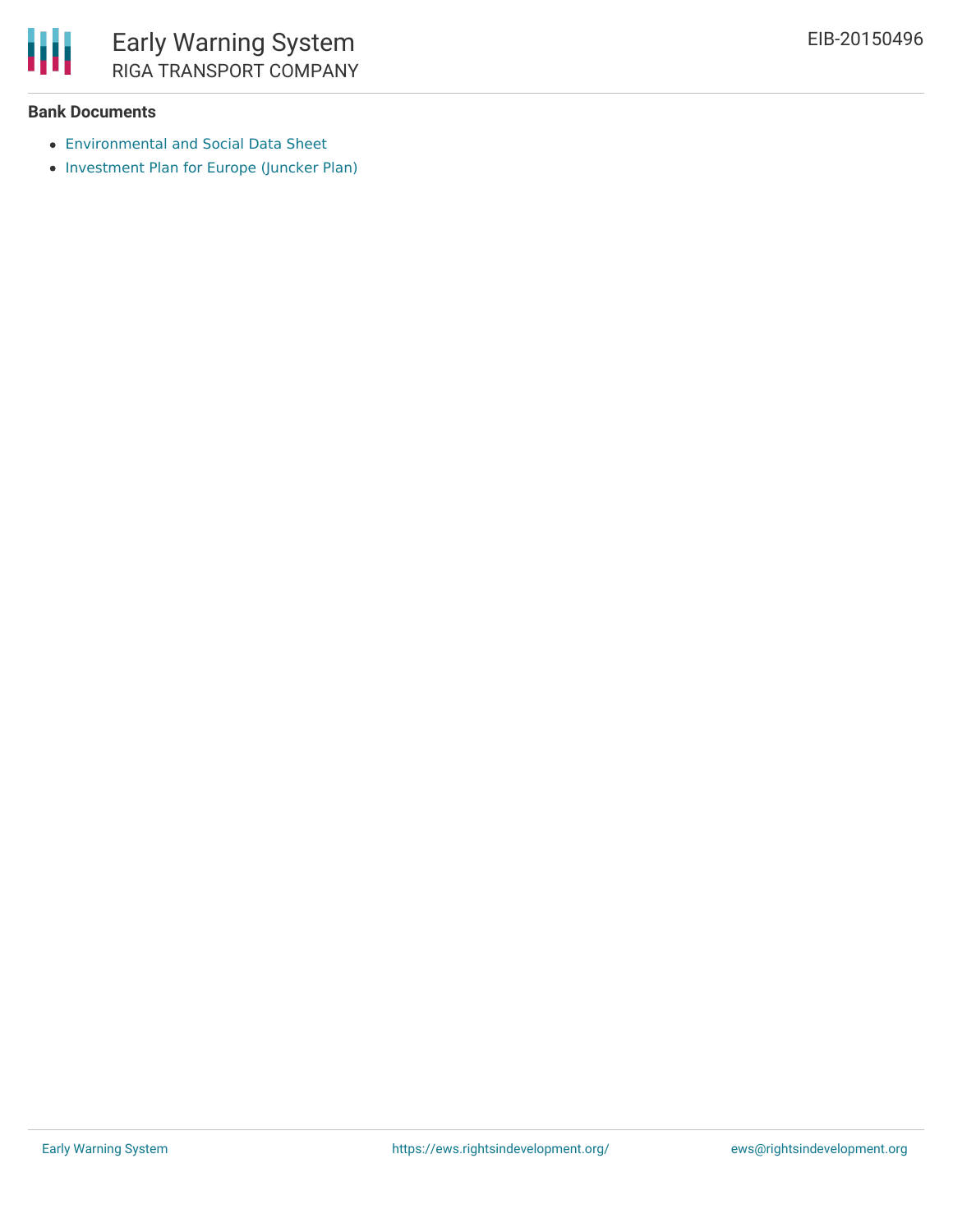**Bank Documents**

- Environmental and Social Data Sheet
- Investment Plan for Europe (Juncker Plan)